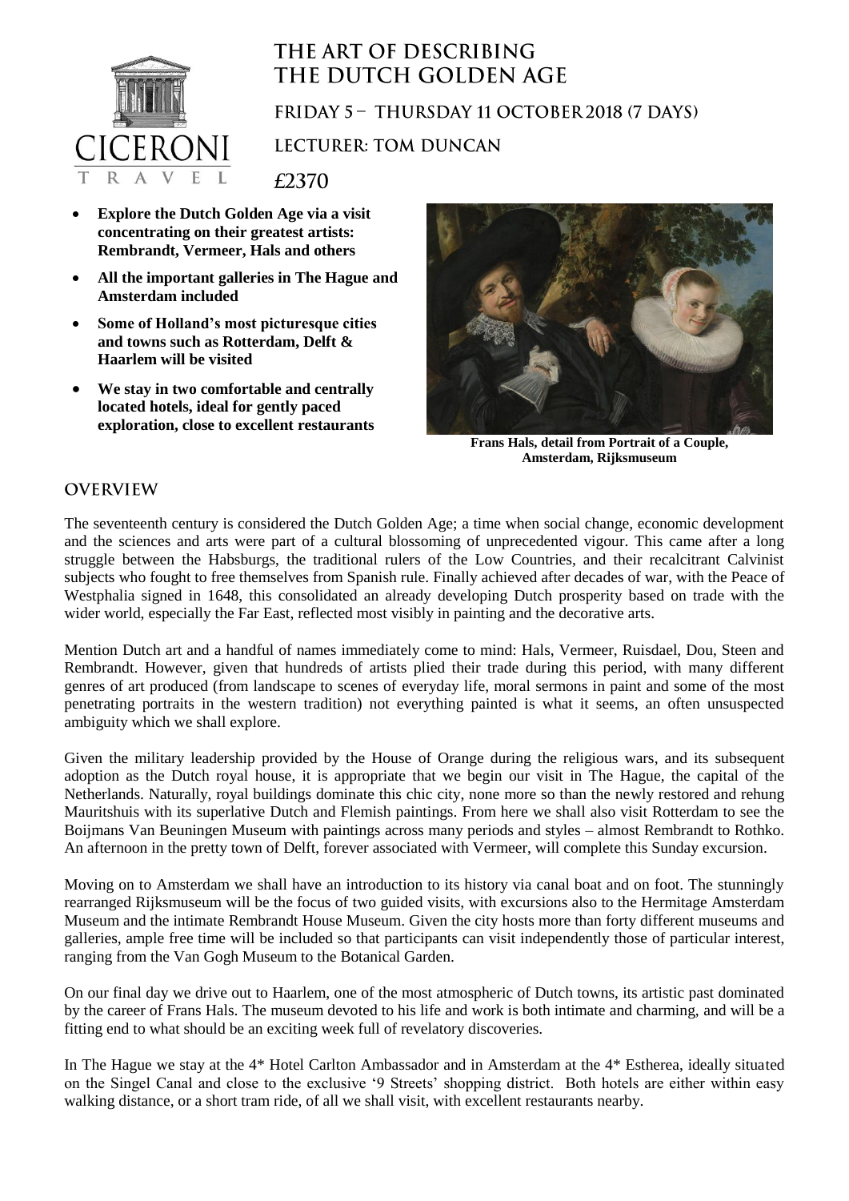# THE ART OF DESCRIBING THE DUTCH GOLDEN AGE

## FRIDAY 5 – THURSDAY 11 OCTOBER 2018 (7 DAYS)

## LECTURER: TOM DUNCAN

## £2370

- **Explore the Dutch Golden Age via a visit concentrating on their greatest artists: Rembrandt, Vermeer, Hals and others**
- **All the important galleries in The Hague and Amsterdam included**
- **Some of Holland's most picturesque cities and towns such as Rotterdam, Delft & Haarlem will be visited**
- **We stay in two comfortable and centrally located hotels, ideal for gently paced exploration, close to excellent restaurants**

**Frans Hals, detail from Portrait of a Couple, Amsterdam, Rijksmuseum**

## OVERVIEW

The seventeenth century is considered the Dutch Golden Age; a time when social change, economic development and the sciences and arts were part of a cultural blossoming of unprecedented vigour. This came after a long struggle between the Habsburgs, the traditional rulers of the Low Countries, and their recalcitrant Calvinist subjects who fought to free themselves from Spanish rule. Finally achieved after decades of war, with the Peace of Westphalia signed in 1648, this consolidated an already developing Dutch prosperity based on trade with the wider world, especially the Far East, reflected most visibly in painting and the decorative arts.

Mention Dutch art and a handful of names immediately come to mind: Hals, Vermeer, Ruisdael, Dou, Steen and Rembrandt. However, given that hundreds of artists plied their trade during this period, with many different genres of art produced (from landscape to scenes of everyday life, moral sermons in paint and some of the most penetrating portraits in the western tradition) not everything painted is what it seems, an often unsuspected ambiguity which we shall explore.

Given the military leadership provided by the House of Orange during the religious wars, and its subsequent adoption as the Dutch royal house, it is appropriate that we begin our visit in The Hague, the capital of the Netherlands. Naturally, royal buildings dominate this chic city, none more so than the newly restored and rehung Mauritshuis with its superlative Dutch and Flemish paintings. From here we shall also visit Rotterdam to see the Boijmans Van Beuningen Museum with paintings across many periods and styles – almost Rembrandt to Rothko. An afternoon in the pretty town of Delft, forever associated with Vermeer, will complete this Sunday excursion.

Moving on to Amsterdam we shall have an introduction to its history via canal boat and on foot. The stunningly rearranged Rijksmuseum will be the focus of two guided visits, with excursions also to the Hermitage Amsterdam Museum and the intimate Rembrandt House Museum. Given the city hosts more than forty different museums and galleries, ample free time will be included so that participants can visit independently those of particular interest, ranging from the Van Gogh Museum to the Botanical Garden.

On our final day we drive out to Haarlem, one of the most atmospheric of Dutch towns, its artistic past dominated by the career of Frans Hals. The museum devoted to his life and work is both intimate and charming, and will be a fitting end to what should be an exciting week full of revelatory discoveries.

In The Hague we stay at the 4* Hotel Carlton Ambassador and in Amsterdam at the 4* Estherea, ideally situated on the Singel Canal and close to the exclusive '9 Streets' shopping district. Both hotels are either within easy walking distance, or a short tram ride, of all we shall visit, with excellent restaurants nearby.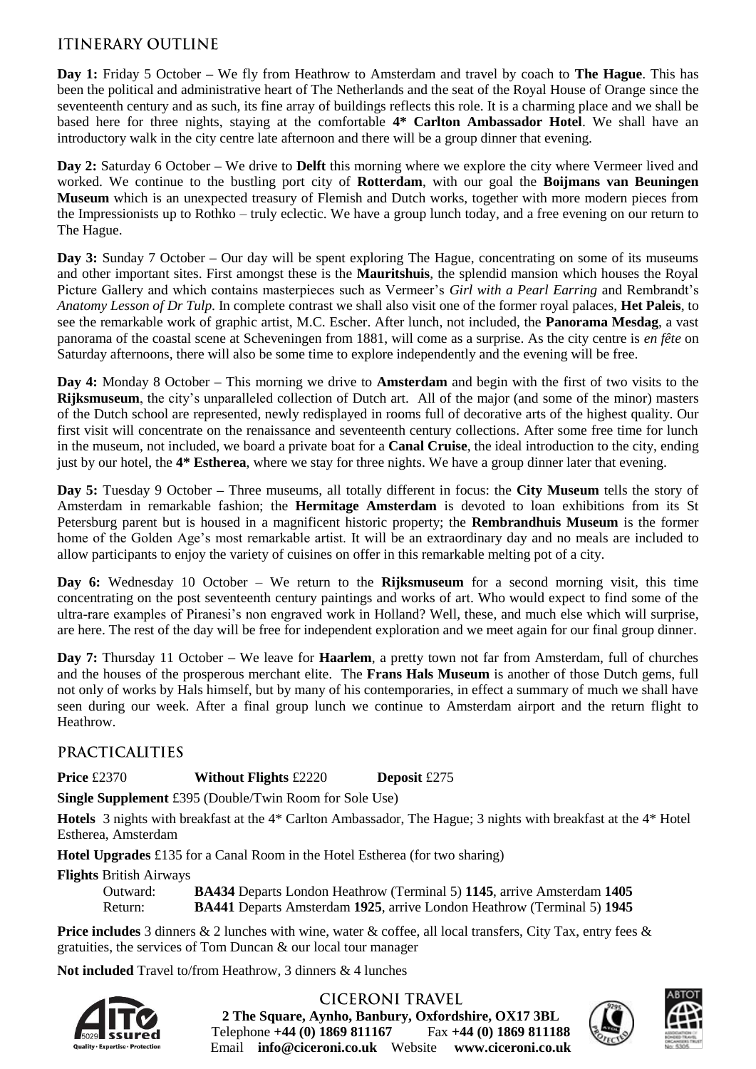## ITINERARY OUTLINE

**Day 1:** Friday 5 October **–** We fly from Heathrow to Amsterdam and travel by coach to **The Hague**. This has been the political and administrative heart of The Netherlands and the seat of the Royal House of Orange since the seventeenth century and as such, its fine array of buildings reflects this role. It is a charming place and we shall be based here for three nights, staying at the comfortable **4* Carlton Ambassador Hotel**. We shall have an introductory walk in the city centre late afternoon and there will be a group dinner that evening.

**Day 2:** Saturday 6 October **–** We drive to **Delft** this morning where we explore the city where Vermeer lived and worked. We continue to the bustling port city of **Rotterdam**, with our goal the **Boijmans van Beuningen Museum** which is an unexpected treasury of Flemish and Dutch works, together with more modern pieces from the Impressionists up to Rothko – truly eclectic. We have a group lunch today, and a free evening on our return to The Hague.

**Day 3:** Sunday 7 October **–** Our day will be spent exploring The Hague, concentrating on some of its museums and other important sites. First amongst these is the **Mauritshuis**, the splendid mansion which houses the Royal Picture Gallery and which contains masterpieces such as Vermeer's *Girl with a Pearl Earring* and Rembrandt's *Anatomy Lesson of Dr Tulp.* In complete contrast we shall also visit one of the former royal palaces, **Het Paleis**, to see the remarkable work of graphic artist, M.C. Escher. After lunch, not included, the **Panorama Mesdag**, a vast panorama of the coastal scene at Scheveningen from 1881, will come as a surprise. As the city centre is *en fête* on Saturday afternoons, there will also be some time to explore independently and the evening will be free.

**Day 4:** Monday 8 October **–** This morning we drive to **Amsterdam** and begin with the first of two visits to the **Rijksmuseum**, the city's unparalleled collection of Dutch art. All of the major (and some of the minor) masters of the Dutch school are represented, newly redisplayed in rooms full of decorative arts of the highest quality. Our first visit will concentrate on the renaissance and seventeenth century collections. After some free time for lunch in the museum, not included, we board a private boat for a **Canal Cruise**, the ideal introduction to the city, ending just by our hotel, the **4* Estherea**, where we stay for three nights. We have a group dinner later that evening.

**Day 5:** Tuesday 9 October **–** Three museums, all totally different in focus: the **City Museum** tells the story of Amsterdam in remarkable fashion; the **Hermitage Amsterdam** is devoted to loan exhibitions from its St Petersburg parent but is housed in a magnificent historic property; the **Rembrandhuis Museum** is the former home of the Golden Age's most remarkable artist. It will be an extraordinary day and no meals are included to allow participants to enjoy the variety of cuisines on offer in this remarkable melting pot of a city.

**Day 6:** Wednesday 10 October – We return to the **Rijksmuseum** for a second morning visit, this time concentrating on the post seventeenth century paintings and works of art. Who would expect to find some of the ultra-rare examples of Piranesi's non engraved work in Holland? Well, these, and much else which will surprise, are here. The rest of the day will be free for independent exploration and we meet again for our final group dinner.

**Day 7:** Thursday 11 October **–** We leave for **Haarlem**, a pretty town not far from Amsterdam, full of churches and the houses of the prosperous merchant elite. The **Frans Hals Museum** is another of those Dutch gems, full not only of works by Hals himself, but by many of his contemporaries, in effect a summary of much we shall have seen during our week. After a final group lunch we continue to Amsterdam airport and the return flight to Heathrow.

## PRACTICALITIES

**Price** £2370 **Without Flights** £2220 **Deposit** £275

**Single Supplement** £395 (Double/Twin Room for Sole Use)

**Hotels** 3 nights with breakfast at the 4* Carlton Ambassador, The Hague; 3 nights with breakfast at the 4* Hotel Estherea, Amsterdam

**Hotel Upgrades** £135 for a Canal Room in the Hotel Estherea (for two sharing)

**Flights** British Airways

Outward: **BA434** Departs London Heathrow (Terminal 5) **1145**, arrive Amsterdam **1405**
Return: **BA441** Departs Amsterdam **1925**, arrive London Heathrow (Terminal 5) **1945**

**Price includes** 3 dinners & 2 lunches with wine, water & coffee, all local transfers, City Tax, entry fees & gratuities, the services of Tom Duncan & our local tour manager

**Not included** Travel to/from Heathrow, 3 dinners & 4 lunches

CICERONI TRAVEL
**2 The Square, Aynho, Banbury, Oxfordshire, OX17 3BL**
Telephone **+44 (0) 1869 811167** Fax **+44 (0) 1869 811188**
Email **info@ciceroni.co.uk** Website **www.ciceroni.co.uk**